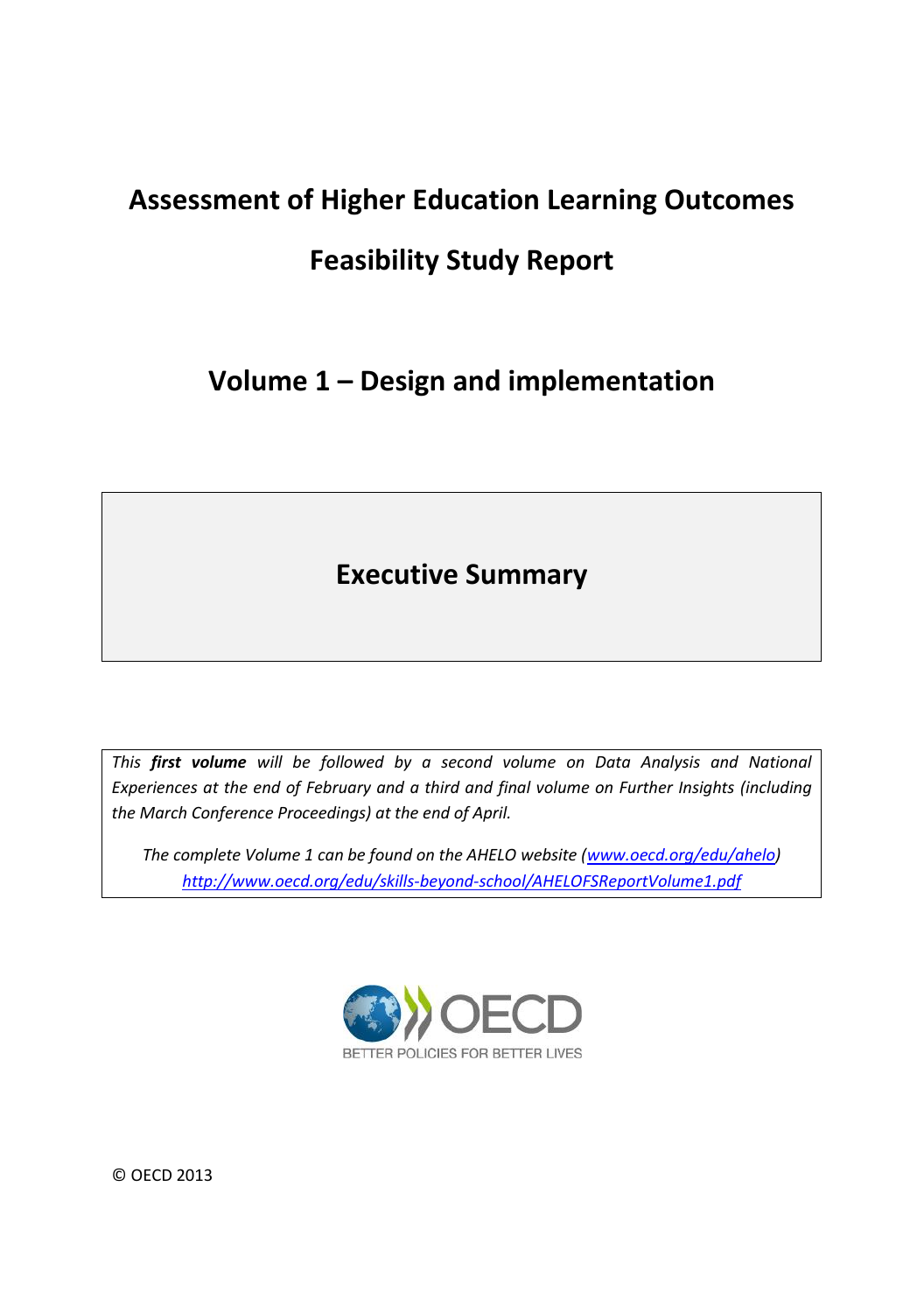# Assessment of Higher Education Learning Outcomes

# Feasibility Study Report

## Volume 1 – Design and implementation

## Executive Summary

*This **first volume** will be followed by a second volume on Data Analysis and National Experiences at the end of February and a third and final volume on Further Insights (including the March Conference Proceedings) at the end of April.*

*The complete Volume 1 can be found on the AHELO website ([www.oecd.org/edu/ahelo](www.oecd.org/edu/ahelo))*
*<http://www.oecd.org/edu/skills-beyond-school/AHELOFSReportVolume1.pdf>*

OECD
BETTER POLICIES FOR BETTER LIVES

© OECD 2013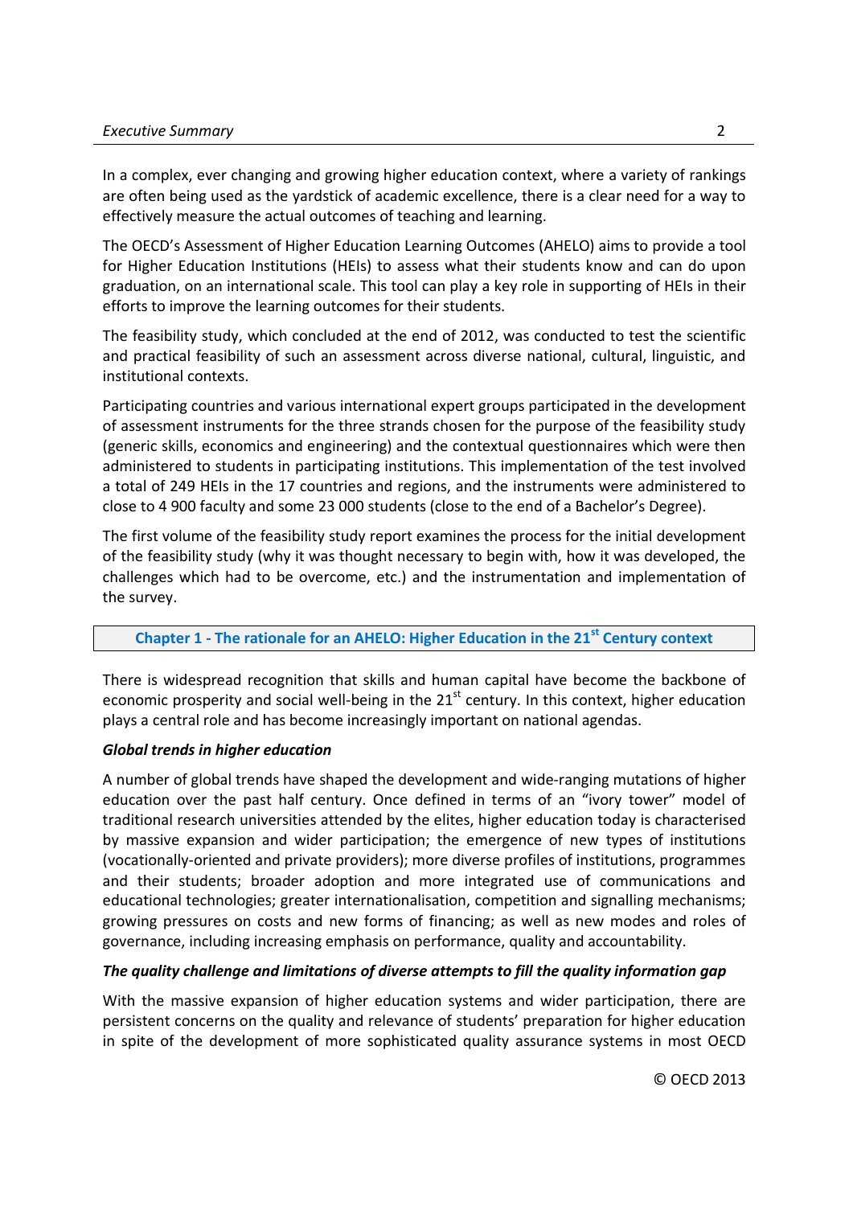In a complex, ever changing and growing higher education context, where a variety of rankings are often being used as the yardstick of academic excellence, there is a clear need for a way to effectively measure the actual outcomes of teaching and learning.

The OECD's Assessment of Higher Education Learning Outcomes (AHELO) aims to provide a tool for Higher Education Institutions (HEIs) to assess what their students know and can do upon graduation, on an international scale. This tool can play a key role in supporting of HEIs in their efforts to improve the learning outcomes for their students.

The feasibility study, which concluded at the end of 2012, was conducted to test the scientific and practical feasibility of such an assessment across diverse national, cultural, linguistic, and institutional contexts.

Participating countries and various international expert groups participated in the development of assessment instruments for the three strands chosen for the purpose of the feasibility study (generic skills, economics and engineering) and the contextual questionnaires which were then administered to students in participating institutions. This implementation of the test involved a total of 249 HEIs in the 17 countries and regions, and the instruments were administered to close to 4 900 faculty and some 23 000 students (close to the end of a Bachelor's Degree).

The first volume of the feasibility study report examines the process for the initial development of the feasibility study (why it was thought necessary to begin with, how it was developed, the challenges which had to be overcome, etc.) and the instrumentation and implementation of the survey.

## Chapter 1 - The rationale for an AHELO: Higher Education in the 21st Century context

There is widespread recognition that skills and human capital have become the backbone of economic prosperity and social well-being in the 21st century. In this context, higher education plays a central role and has become increasingly important on national agendas.

### *Global trends in higher education*

A number of global trends have shaped the development and wide-ranging mutations of higher education over the past half century. Once defined in terms of an "ivory tower" model of traditional research universities attended by the elites, higher education today is characterised by massive expansion and wider participation; the emergence of new types of institutions (vocationally-oriented and private providers); more diverse profiles of institutions, programmes and their students; broader adoption and more integrated use of communications and educational technologies; greater internationalisation, competition and signalling mechanisms; growing pressures on costs and new forms of financing; as well as new modes and roles of governance, including increasing emphasis on performance, quality and accountability.

### *The quality challenge and limitations of diverse attempts to fill the quality information gap*

With the massive expansion of higher education systems and wider participation, there are persistent concerns on the quality and relevance of students' preparation for higher education in spite of the development of more sophisticated quality assurance systems in most OECD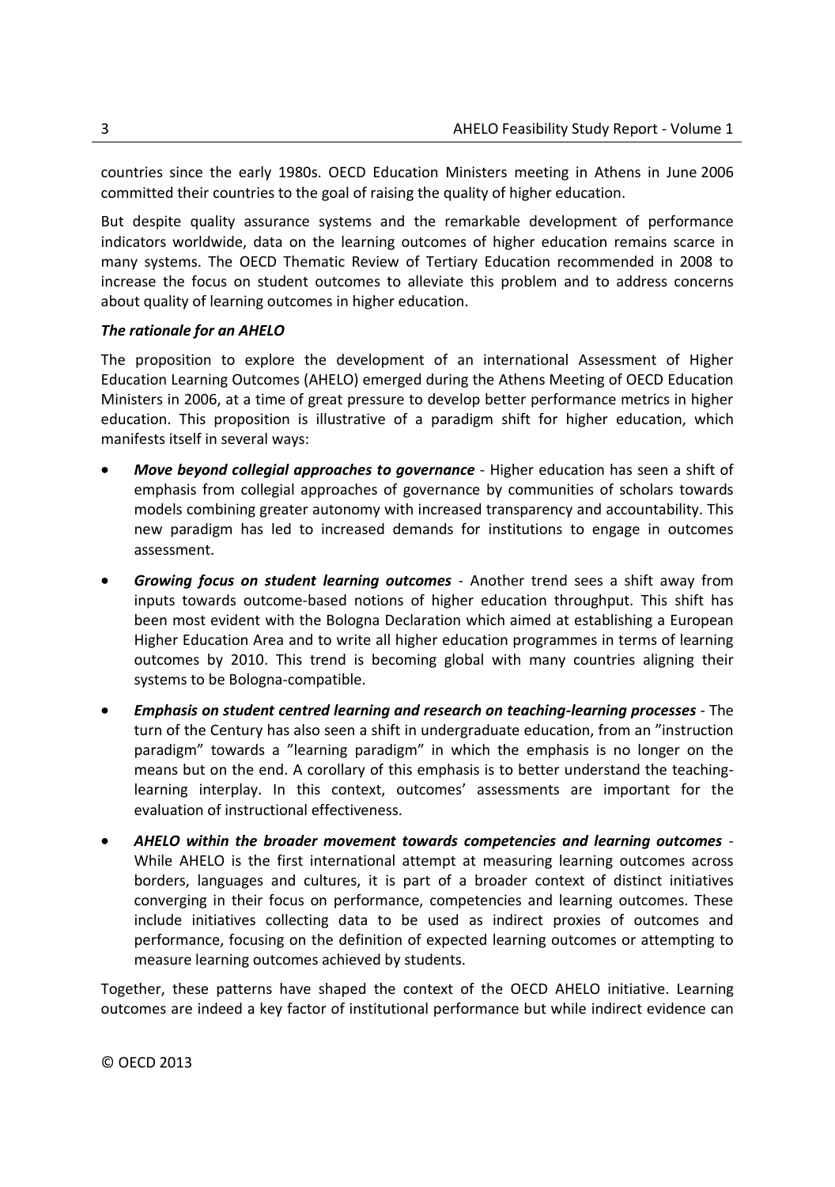countries since the early 1980s. OECD Education Ministers meeting in Athens in June 2006 committed their countries to the goal of raising the quality of higher education.

But despite quality assurance systems and the remarkable development of performance indicators worldwide, data on the learning outcomes of higher education remains scarce in many systems. The OECD Thematic Review of Tertiary Education recommended in 2008 to increase the focus on student outcomes to alleviate this problem and to address concerns about quality of learning outcomes in higher education.

***The rationale for an AHELO***

The proposition to explore the development of an international Assessment of Higher Education Learning Outcomes (AHELO) emerged during the Athens Meeting of OECD Education Ministers in 2006, at a time of great pressure to develop better performance metrics in higher education. This proposition is illustrative of a paradigm shift for higher education, which manifests itself in several ways:

- ***Move beyond collegial approaches to governance*** - Higher education has seen a shift of emphasis from collegial approaches of governance by communities of scholars towards models combining greater autonomy with increased transparency and accountability. This new paradigm has led to increased demands for institutions to engage in outcomes assessment.
- ***Growing focus on student learning outcomes*** - Another trend sees a shift away from inputs towards outcome-based notions of higher education throughput. This shift has been most evident with the Bologna Declaration which aimed at establishing a European Higher Education Area and to write all higher education programmes in terms of learning outcomes by 2010. This trend is becoming global with many countries aligning their systems to be Bologna-compatible.
- ***Emphasis on student centred learning and research on teaching-learning processes*** - The turn of the Century has also seen a shift in undergraduate education, from an "instruction paradigm" towards a "learning paradigm" in which the emphasis is no longer on the means but on the end. A corollary of this emphasis is to better understand the teaching-learning interplay. In this context, outcomes' assessments are important for the evaluation of instructional effectiveness.
- ***AHELO within the broader movement towards competencies and learning outcomes*** - While AHELO is the first international attempt at measuring learning outcomes across borders, languages and cultures, it is part of a broader context of distinct initiatives converging in their focus on performance, competencies and learning outcomes. These include initiatives collecting data to be used as indirect proxies of outcomes and performance, focusing on the definition of expected learning outcomes or attempting to measure learning outcomes achieved by students.

Together, these patterns have shaped the context of the OECD AHELO initiative. Learning outcomes are indeed a key factor of institutional performance but while indirect evidence can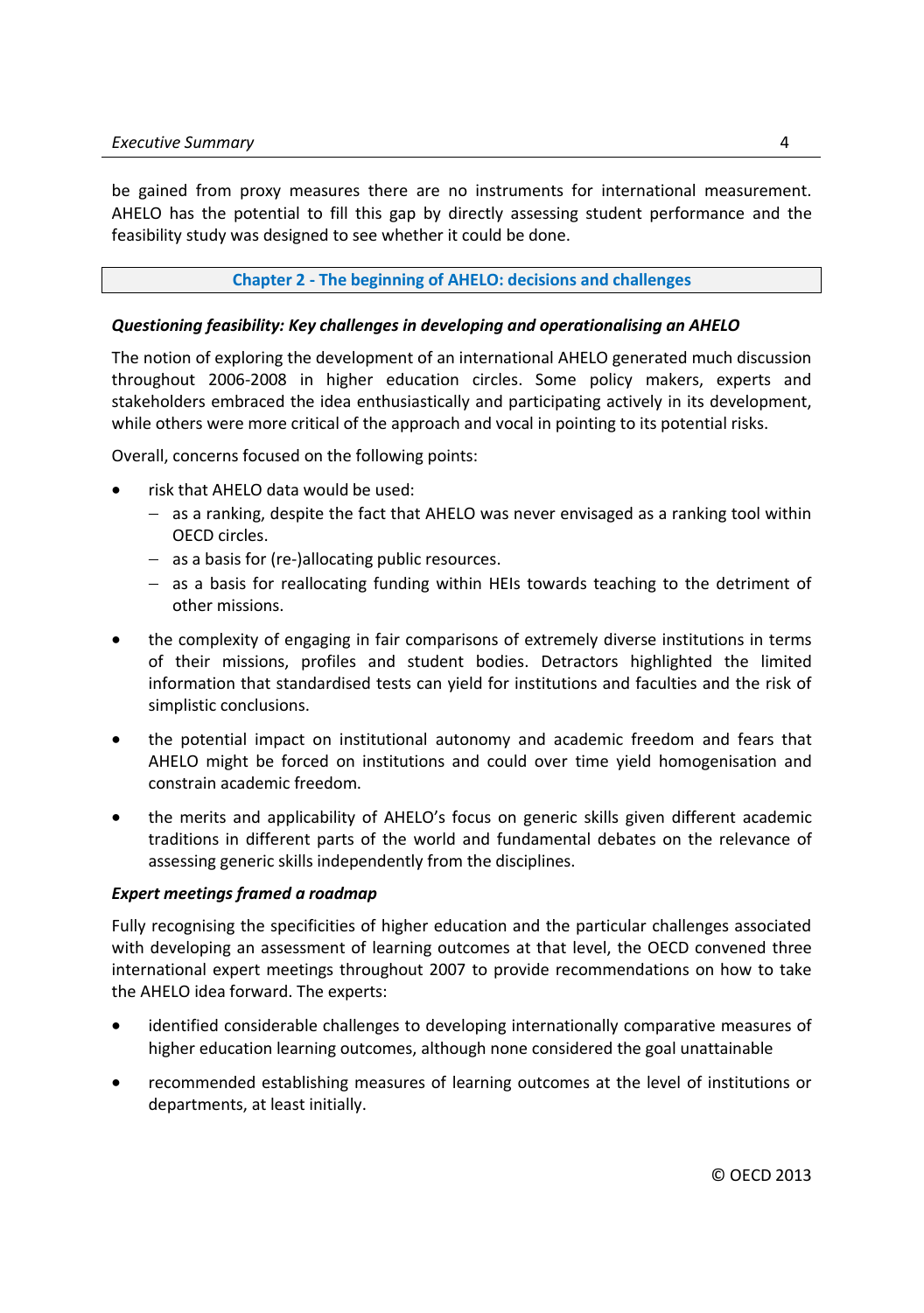be gained from proxy measures there are no instruments for international measurement. AHELO has the potential to fill this gap by directly assessing student performance and the feasibility study was designed to see whether it could be done.

## Chapter 2 - The beginning of AHELO: decisions and challenges

***Questioning feasibility: Key challenges in developing and operationalising an AHELO***

The notion of exploring the development of an international AHELO generated much discussion throughout 2006-2008 in higher education circles. Some policy makers, experts and stakeholders embraced the idea enthusiastically and participating actively in its development, while others were more critical of the approach and vocal in pointing to its potential risks.

Overall, concerns focused on the following points:

- risk that AHELO data would be used:
  - as a ranking, despite the fact that AHELO was never envisaged as a ranking tool within OECD circles.
  - as a basis for (re-)allocating public resources.
  - as a basis for reallocating funding within HEIs towards teaching to the detriment of other missions.
- the complexity of engaging in fair comparisons of extremely diverse institutions in terms of their missions, profiles and student bodies. Detractors highlighted the limited information that standardised tests can yield for institutions and faculties and the risk of simplistic conclusions.
- the potential impact on institutional autonomy and academic freedom and fears that AHELO might be forced on institutions and could over time yield homogenisation and constrain academic freedom.
- the merits and applicability of AHELO's focus on generic skills given different academic traditions in different parts of the world and fundamental debates on the relevance of assessing generic skills independently from the disciplines.

***Expert meetings framed a roadmap***

Fully recognising the specificities of higher education and the particular challenges associated with developing an assessment of learning outcomes at that level, the OECD convened three international expert meetings throughout 2007 to provide recommendations on how to take the AHELO idea forward. The experts:

- identified considerable challenges to developing internationally comparative measures of higher education learning outcomes, although none considered the goal unattainable
- recommended establishing measures of learning outcomes at the level of institutions or departments, at least initially.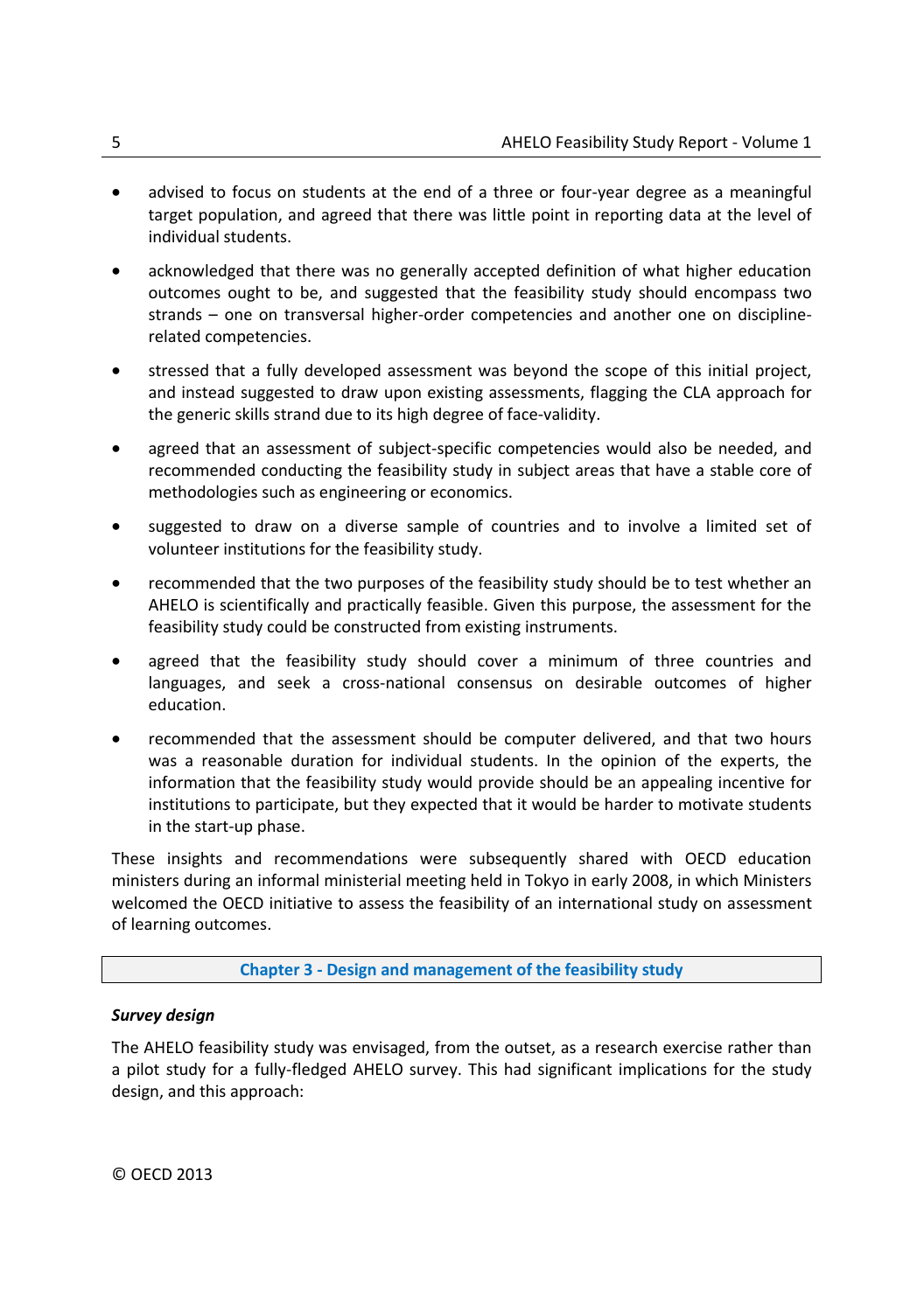- advised to focus on students at the end of a three or four-year degree as a meaningful target population, and agreed that there was little point in reporting data at the level of individual students.
- acknowledged that there was no generally accepted definition of what higher education outcomes ought to be, and suggested that the feasibility study should encompass two strands – one on transversal higher-order competencies and another one on discipline-related competencies.
- stressed that a fully developed assessment was beyond the scope of this initial project, and instead suggested to draw upon existing assessments, flagging the CLA approach for the generic skills strand due to its high degree of face-validity.
- agreed that an assessment of subject-specific competencies would also be needed, and recommended conducting the feasibility study in subject areas that have a stable core of methodologies such as engineering or economics.
- suggested to draw on a diverse sample of countries and to involve a limited set of volunteer institutions for the feasibility study.
- recommended that the two purposes of the feasibility study should be to test whether an AHELO is scientifically and practically feasible. Given this purpose, the assessment for the feasibility study could be constructed from existing instruments.
- agreed that the feasibility study should cover a minimum of three countries and languages, and seek a cross-national consensus on desirable outcomes of higher education.
- recommended that the assessment should be computer delivered, and that two hours was a reasonable duration for individual students. In the opinion of the experts, the information that the feasibility study would provide should be an appealing incentive for institutions to participate, but they expected that it would be harder to motivate students in the start-up phase.

These insights and recommendations were subsequently shared with OECD education ministers during an informal ministerial meeting held in Tokyo in early 2008, in which Ministers welcomed the OECD initiative to assess the feasibility of an international study on assessment of learning outcomes.

## Chapter 3 - Design and management of the feasibility study

### *Survey design*

The AHELO feasibility study was envisaged, from the outset, as a research exercise rather than a pilot study for a fully-fledged AHELO survey. This had significant implications for the study design, and this approach: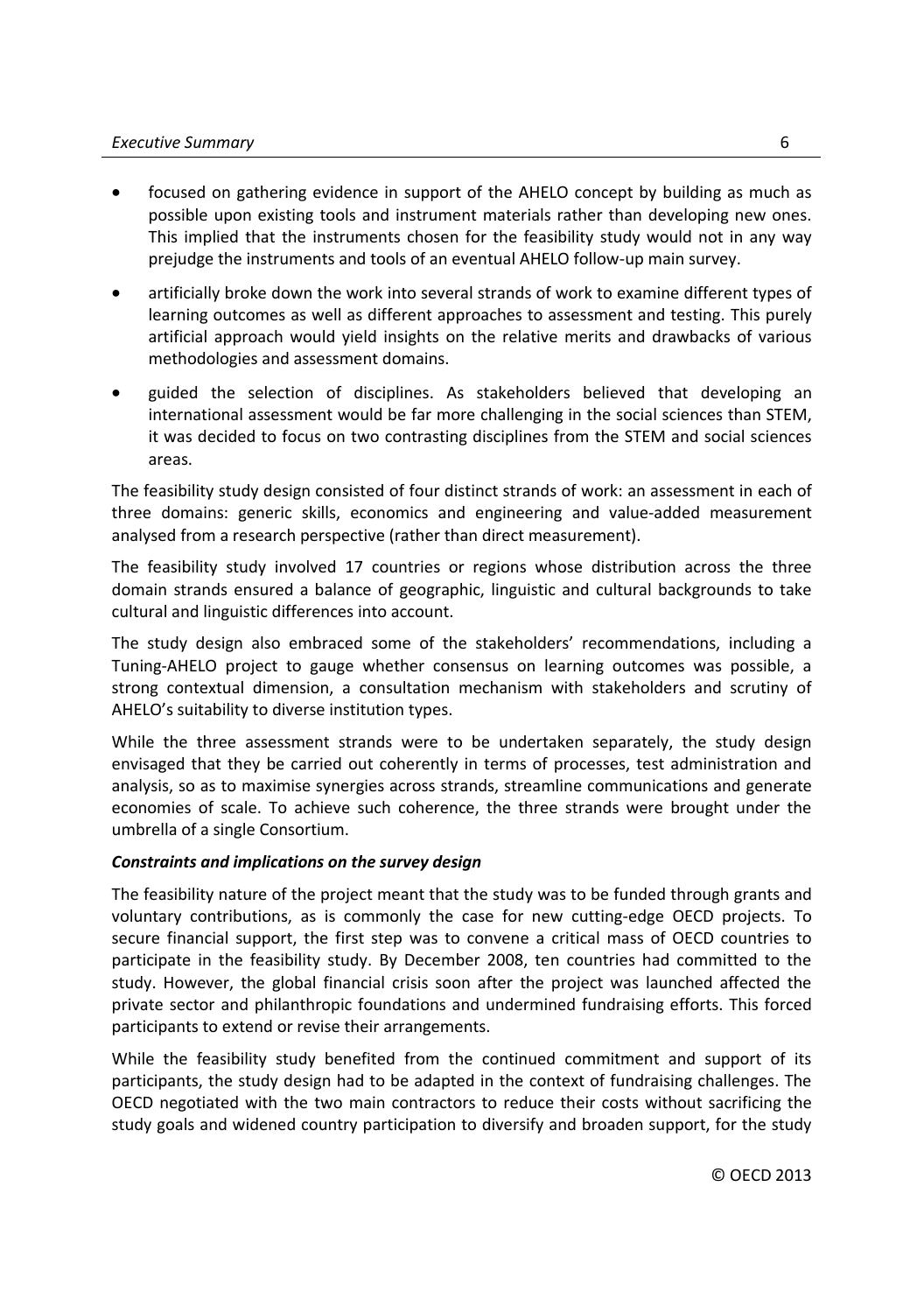- focused on gathering evidence in support of the AHELO concept by building as much as possible upon existing tools and instrument materials rather than developing new ones. This implied that the instruments chosen for the feasibility study would not in any way prejudge the instruments and tools of an eventual AHELO follow-up main survey.
- artificially broke down the work into several strands of work to examine different types of learning outcomes as well as different approaches to assessment and testing. This purely artificial approach would yield insights on the relative merits and drawbacks of various methodologies and assessment domains.
- guided the selection of disciplines. As stakeholders believed that developing an international assessment would be far more challenging in the social sciences than STEM, it was decided to focus on two contrasting disciplines from the STEM and social sciences areas.

The feasibility study design consisted of four distinct strands of work: an assessment in each of three domains: generic skills, economics and engineering and value-added measurement analysed from a research perspective (rather than direct measurement).

The feasibility study involved 17 countries or regions whose distribution across the three domain strands ensured a balance of geographic, linguistic and cultural backgrounds to take cultural and linguistic differences into account.

The study design also embraced some of the stakeholders' recommendations, including a Tuning-AHELO project to gauge whether consensus on learning outcomes was possible, a strong contextual dimension, a consultation mechanism with stakeholders and scrutiny of AHELO's suitability to diverse institution types.

While the three assessment strands were to be undertaken separately, the study design envisaged that they be carried out coherently in terms of processes, test administration and analysis, so as to maximise synergies across strands, streamline communications and generate economies of scale. To achieve such coherence, the three strands were brought under the umbrella of a single Consortium.

***Constraints and implications on the survey design***

The feasibility nature of the project meant that the study was to be funded through grants and voluntary contributions, as is commonly the case for new cutting-edge OECD projects. To secure financial support, the first step was to convene a critical mass of OECD countries to participate in the feasibility study. By December 2008, ten countries had committed to the study. However, the global financial crisis soon after the project was launched affected the private sector and philanthropic foundations and undermined fundraising efforts. This forced participants to extend or revise their arrangements.

While the feasibility study benefited from the continued commitment and support of its participants, the study design had to be adapted in the context of fundraising challenges. The OECD negotiated with the two main contractors to reduce their costs without sacrificing the study goals and widened country participation to diversify and broaden support, for the study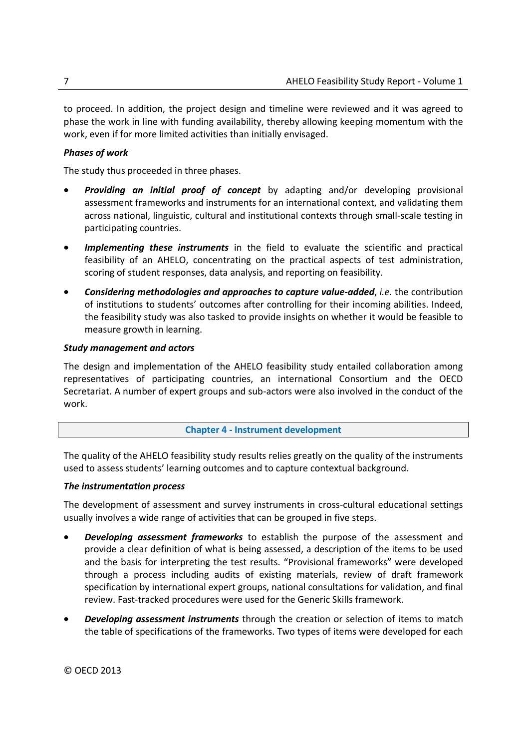to proceed. In addition, the project design and timeline were reviewed and it was agreed to phase the work in line with funding availability, thereby allowing keeping momentum with the work, even if for more limited activities than initially envisaged.

***Phases of work***

The study thus proceeded in three phases.

- ***Providing an initial proof of concept*** by adapting and/or developing provisional assessment frameworks and instruments for an international context, and validating them across national, linguistic, cultural and institutional contexts through small-scale testing in participating countries.
- ***Implementing these instruments*** in the field to evaluate the scientific and practical feasibility of an AHELO, concentrating on the practical aspects of test administration, scoring of student responses, data analysis, and reporting on feasibility.
- ***Considering methodologies and approaches to capture value-added***, *i.e.* the contribution of institutions to students' outcomes after controlling for their incoming abilities. Indeed, the feasibility study was also tasked to provide insights on whether it would be feasible to measure growth in learning.

***Study management and actors***

The design and implementation of the AHELO feasibility study entailed collaboration among representatives of participating countries, an international Consortium and the OECD Secretariat. A number of expert groups and sub-actors were also involved in the conduct of the work.

## Chapter 4 - Instrument development

The quality of the AHELO feasibility study results relies greatly on the quality of the instruments used to assess students' learning outcomes and to capture contextual background.

***The instrumentation process***

The development of assessment and survey instruments in cross-cultural educational settings usually involves a wide range of activities that can be grouped in five steps.

- ***Developing assessment frameworks*** to establish the purpose of the assessment and provide a clear definition of what is being assessed, a description of the items to be used and the basis for interpreting the test results. "Provisional frameworks" were developed through a process including audits of existing materials, review of draft framework specification by international expert groups, national consultations for validation, and final review. Fast-tracked procedures were used for the Generic Skills framework.
- ***Developing assessment instruments*** through the creation or selection of items to match the table of specifications of the frameworks. Two types of items were developed for each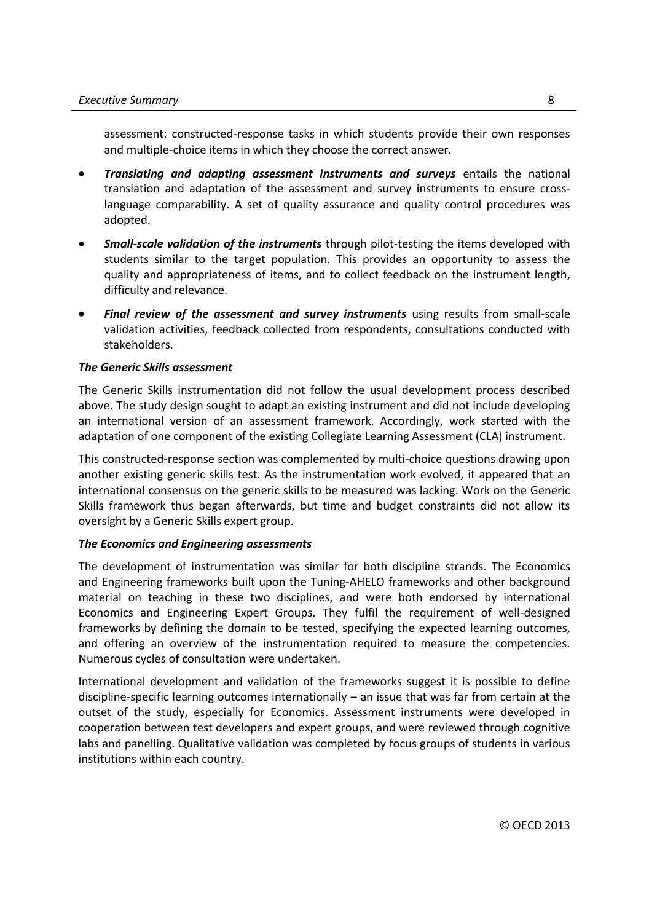assessment: constructed-response tasks in which students provide their own responses and multiple-choice items in which they choose the correct answer.

- ***Translating and adapting assessment instruments and surveys*** entails the national translation and adaptation of the assessment and survey instruments to ensure cross-language comparability. A set of quality assurance and quality control procedures was adopted.
- ***Small-scale validation of the instruments*** through pilot-testing the items developed with students similar to the target population. This provides an opportunity to assess the quality and appropriateness of items, and to collect feedback on the instrument length, difficulty and relevance.
- ***Final review of the assessment and survey instruments*** using results from small-scale validation activities, feedback collected from respondents, consultations conducted with stakeholders.

***The Generic Skills assessment***

The Generic Skills instrumentation did not follow the usual development process described above. The study design sought to adapt an existing instrument and did not include developing an international version of an assessment framework. Accordingly, work started with the adaptation of one component of the existing Collegiate Learning Assessment (CLA) instrument.

This constructed-response section was complemented by multi-choice questions drawing upon another existing generic skills test. As the instrumentation work evolved, it appeared that an international consensus on the generic skills to be measured was lacking. Work on the Generic Skills framework thus began afterwards, but time and budget constraints did not allow its oversight by a Generic Skills expert group.

***The Economics and Engineering assessments***

The development of instrumentation was similar for both discipline strands. The Economics and Engineering frameworks built upon the Tuning-AHELO frameworks and other background material on teaching in these two disciplines, and were both endorsed by international Economics and Engineering Expert Groups. They fulfil the requirement of well-designed frameworks by defining the domain to be tested, specifying the expected learning outcomes, and offering an overview of the instrumentation required to measure the competencies. Numerous cycles of consultation were undertaken.

International development and validation of the frameworks suggest it is possible to define discipline-specific learning outcomes internationally – an issue that was far from certain at the outset of the study, especially for Economics. Assessment instruments were developed in cooperation between test developers and expert groups, and were reviewed through cognitive labs and panelling. Qualitative validation was completed by focus groups of students in various institutions within each country.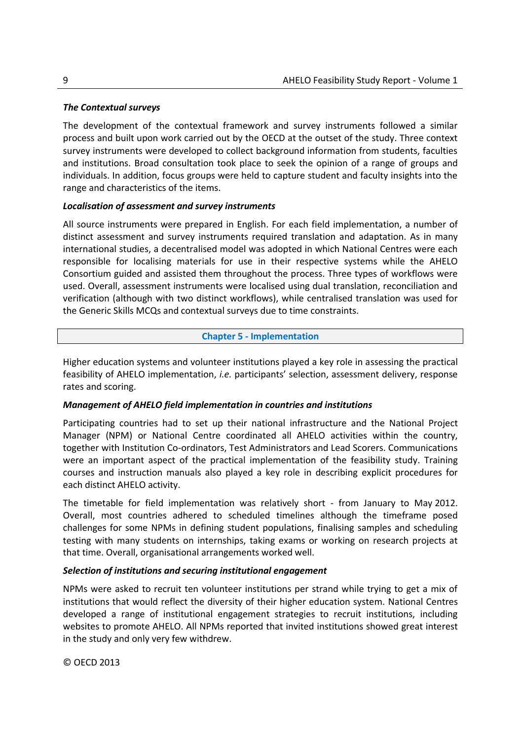***The Contextual surveys***

The development of the contextual framework and survey instruments followed a similar process and built upon work carried out by the OECD at the outset of the study. Three context survey instruments were developed to collect background information from students, faculties and institutions. Broad consultation took place to seek the opinion of a range of groups and individuals. In addition, focus groups were held to capture student and faculty insights into the range and characteristics of the items.

***Localisation of assessment and survey instruments***

All source instruments were prepared in English. For each field implementation, a number of distinct assessment and survey instruments required translation and adaptation. As in many international studies, a decentralised model was adopted in which National Centres were each responsible for localising materials for use in their respective systems while the AHELO Consortium guided and assisted them throughout the process. Three types of workflows were used. Overall, assessment instruments were localised using dual translation, reconciliation and verification (although with two distinct workflows), while centralised translation was used for the Generic Skills MCQs and contextual surveys due to time constraints.

## Chapter 5 - Implementation

Higher education systems and volunteer institutions played a key role in assessing the practical feasibility of AHELO implementation, *i.e.* participants' selection, assessment delivery, response rates and scoring.

***Management of AHELO field implementation in countries and institutions***

Participating countries had to set up their national infrastructure and the National Project Manager (NPM) or National Centre coordinated all AHELO activities within the country, together with Institution Co-ordinators, Test Administrators and Lead Scorers. Communications were an important aspect of the practical implementation of the feasibility study. Training courses and instruction manuals also played a key role in describing explicit procedures for each distinct AHELO activity.

The timetable for field implementation was relatively short - from January to May 2012. Overall, most countries adhered to scheduled timelines although the timeframe posed challenges for some NPMs in defining student populations, finalising samples and scheduling testing with many students on internships, taking exams or working on research projects at that time. Overall, organisational arrangements worked well.

***Selection of institutions and securing institutional engagement***

NPMs were asked to recruit ten volunteer institutions per strand while trying to get a mix of institutions that would reflect the diversity of their higher education system. National Centres developed a range of institutional engagement strategies to recruit institutions, including websites to promote AHELO. All NPMs reported that invited institutions showed great interest in the study and only very few withdrew.

© OECD 2013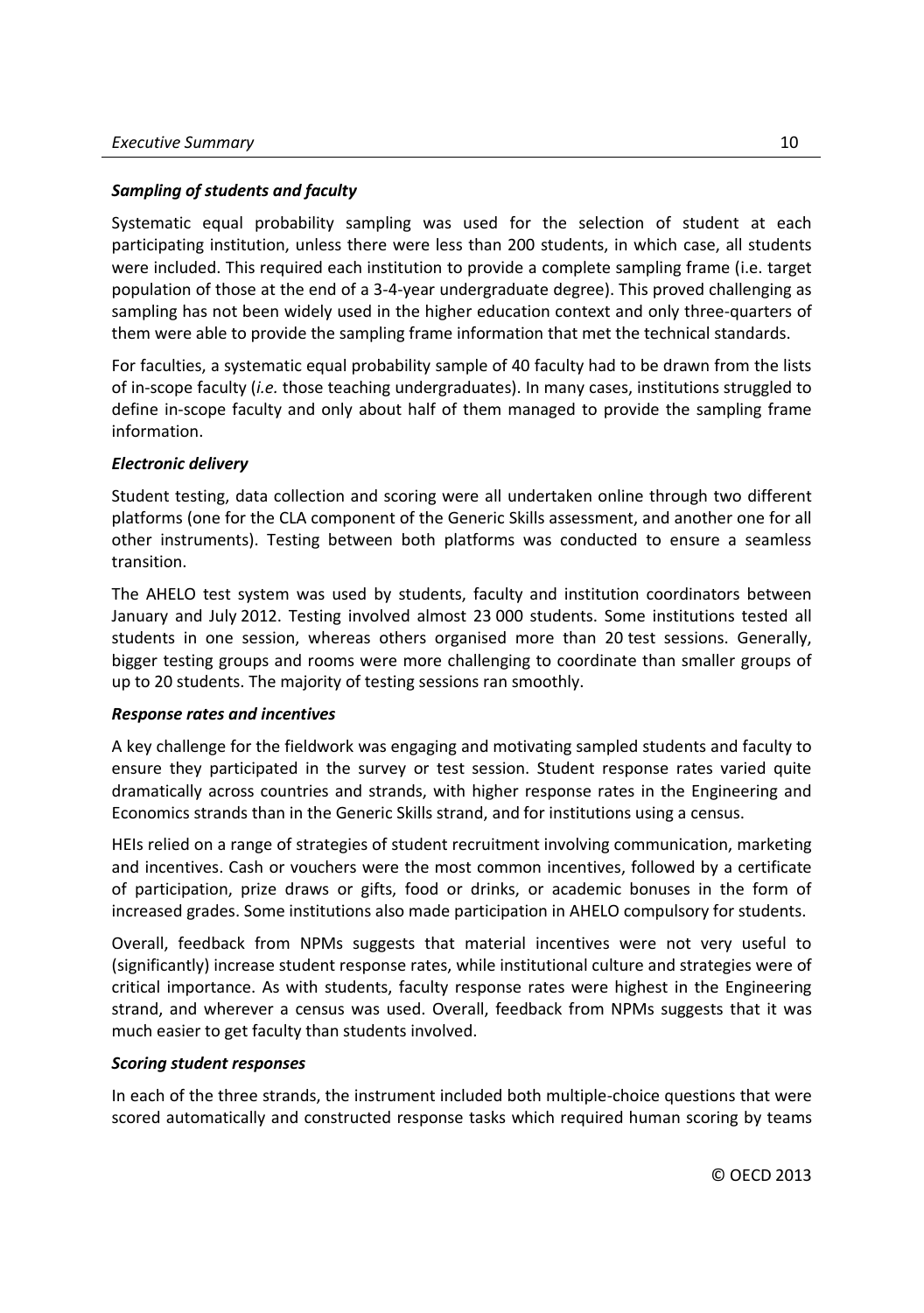***Sampling of students and faculty***

Systematic equal probability sampling was used for the selection of student at each participating institution, unless there were less than 200 students, in which case, all students were included. This required each institution to provide a complete sampling frame (i.e. target population of those at the end of a 3-4-year undergraduate degree). This proved challenging as sampling has not been widely used in the higher education context and only three-quarters of them were able to provide the sampling frame information that met the technical standards.

For faculties, a systematic equal probability sample of 40 faculty had to be drawn from the lists of in-scope faculty (*i.e.* those teaching undergraduates). In many cases, institutions struggled to define in-scope faculty and only about half of them managed to provide the sampling frame information.

***Electronic delivery***

Student testing, data collection and scoring were all undertaken online through two different platforms (one for the CLA component of the Generic Skills assessment, and another one for all other instruments). Testing between both platforms was conducted to ensure a seamless transition.

The AHELO test system was used by students, faculty and institution coordinators between January and July 2012. Testing involved almost 23 000 students. Some institutions tested all students in one session, whereas others organised more than 20 test sessions. Generally, bigger testing groups and rooms were more challenging to coordinate than smaller groups of up to 20 students. The majority of testing sessions ran smoothly.

***Response rates and incentives***

A key challenge for the fieldwork was engaging and motivating sampled students and faculty to ensure they participated in the survey or test session. Student response rates varied quite dramatically across countries and strands, with higher response rates in the Engineering and Economics strands than in the Generic Skills strand, and for institutions using a census.

HEIs relied on a range of strategies of student recruitment involving communication, marketing and incentives. Cash or vouchers were the most common incentives, followed by a certificate of participation, prize draws or gifts, food or drinks, or academic bonuses in the form of increased grades. Some institutions also made participation in AHELO compulsory for students.

Overall, feedback from NPMs suggests that material incentives were not very useful to (significantly) increase student response rates, while institutional culture and strategies were of critical importance. As with students, faculty response rates were highest in the Engineering strand, and wherever a census was used. Overall, feedback from NPMs suggests that it was much easier to get faculty than students involved.

***Scoring student responses***

In each of the three strands, the instrument included both multiple-choice questions that were scored automatically and constructed response tasks which required human scoring by teams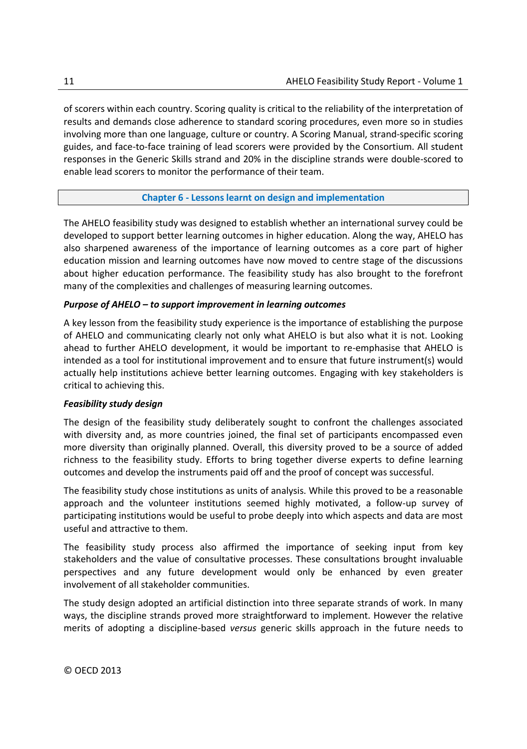of scorers within each country. Scoring quality is critical to the reliability of the interpretation of results and demands close adherence to standard scoring procedures, even more so in studies involving more than one language, culture or country. A Scoring Manual, strand-specific scoring guides, and face-to-face training of lead scorers were provided by the Consortium. All student responses in the Generic Skills strand and 20% in the discipline strands were double-scored to enable lead scorers to monitor the performance of their team.

## Chapter 6 - Lessons learnt on design and implementation

The AHELO feasibility study was designed to establish whether an international survey could be developed to support better learning outcomes in higher education. Along the way, AHELO has also sharpened awareness of the importance of learning outcomes as a core part of higher education mission and learning outcomes have now moved to centre stage of the discussions about higher education performance. The feasibility study has also brought to the forefront many of the complexities and challenges of measuring learning outcomes.

### *Purpose of AHELO – to support improvement in learning outcomes*

A key lesson from the feasibility study experience is the importance of establishing the purpose of AHELO and communicating clearly not only what AHELO is but also what it is not. Looking ahead to further AHELO development, it would be important to re-emphasise that AHELO is intended as a tool for institutional improvement and to ensure that future instrument(s) would actually help institutions achieve better learning outcomes. Engaging with key stakeholders is critical to achieving this.

### *Feasibility study design*

The design of the feasibility study deliberately sought to confront the challenges associated with diversity and, as more countries joined, the final set of participants encompassed even more diversity than originally planned. Overall, this diversity proved to be a source of added richness to the feasibility study. Efforts to bring together diverse experts to define learning outcomes and develop the instruments paid off and the proof of concept was successful.

The feasibility study chose institutions as units of analysis. While this proved to be a reasonable approach and the volunteer institutions seemed highly motivated, a follow-up survey of participating institutions would be useful to probe deeply into which aspects and data are most useful and attractive to them.

The feasibility study process also affirmed the importance of seeking input from key stakeholders and the value of consultative processes. These consultations brought invaluable perspectives and any future development would only be enhanced by even greater involvement of all stakeholder communities.

The study design adopted an artificial distinction into three separate strands of work. In many ways, the discipline strands proved more straightforward to implement. However the relative merits of adopting a discipline-based *versus* generic skills approach in the future needs to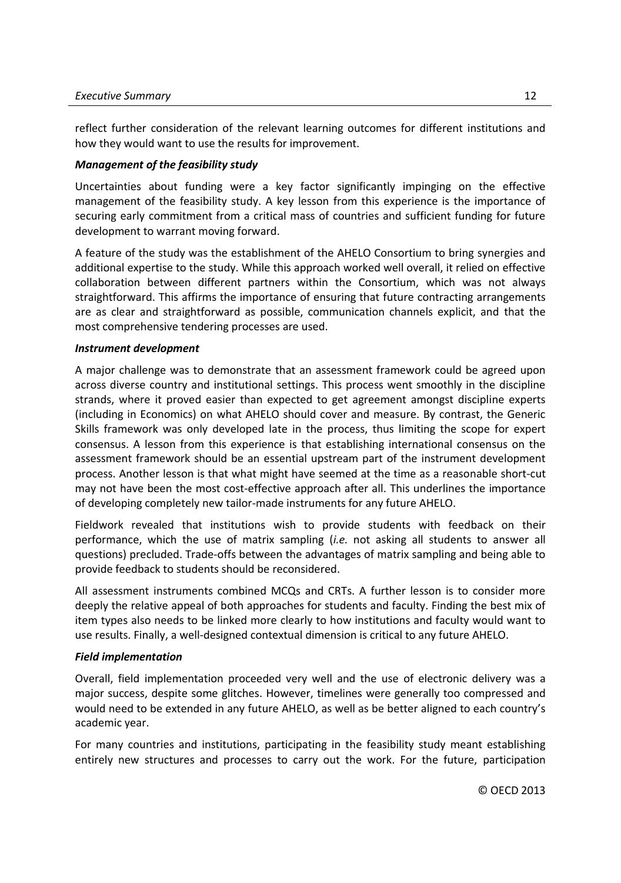reflect further consideration of the relevant learning outcomes for different institutions and how they would want to use the results for improvement.

***Management of the feasibility study***

Uncertainties about funding were a key factor significantly impinging on the effective management of the feasibility study. A key lesson from this experience is the importance of securing early commitment from a critical mass of countries and sufficient funding for future development to warrant moving forward.

A feature of the study was the establishment of the AHELO Consortium to bring synergies and additional expertise to the study. While this approach worked well overall, it relied on effective collaboration between different partners within the Consortium, which was not always straightforward. This affirms the importance of ensuring that future contracting arrangements are as clear and straightforward as possible, communication channels explicit, and that the most comprehensive tendering processes are used.

***Instrument development***

A major challenge was to demonstrate that an assessment framework could be agreed upon across diverse country and institutional settings. This process went smoothly in the discipline strands, where it proved easier than expected to get agreement amongst discipline experts (including in Economics) on what AHELO should cover and measure. By contrast, the Generic Skills framework was only developed late in the process, thus limiting the scope for expert consensus. A lesson from this experience is that establishing international consensus on the assessment framework should be an essential upstream part of the instrument development process. Another lesson is that what might have seemed at the time as a reasonable short-cut may not have been the most cost-effective approach after all. This underlines the importance of developing completely new tailor-made instruments for any future AHELO.

Fieldwork revealed that institutions wish to provide students with feedback on their performance, which the use of matrix sampling (*i.e.* not asking all students to answer all questions) precluded. Trade-offs between the advantages of matrix sampling and being able to provide feedback to students should be reconsidered.

All assessment instruments combined MCQs and CRTs. A further lesson is to consider more deeply the relative appeal of both approaches for students and faculty. Finding the best mix of item types also needs to be linked more clearly to how institutions and faculty would want to use results. Finally, a well-designed contextual dimension is critical to any future AHELO.

***Field implementation***

Overall, field implementation proceeded very well and the use of electronic delivery was a major success, despite some glitches. However, timelines were generally too compressed and would need to be extended in any future AHELO, as well as be better aligned to each country's academic year.

For many countries and institutions, participating in the feasibility study meant establishing entirely new structures and processes to carry out the work. For the future, participation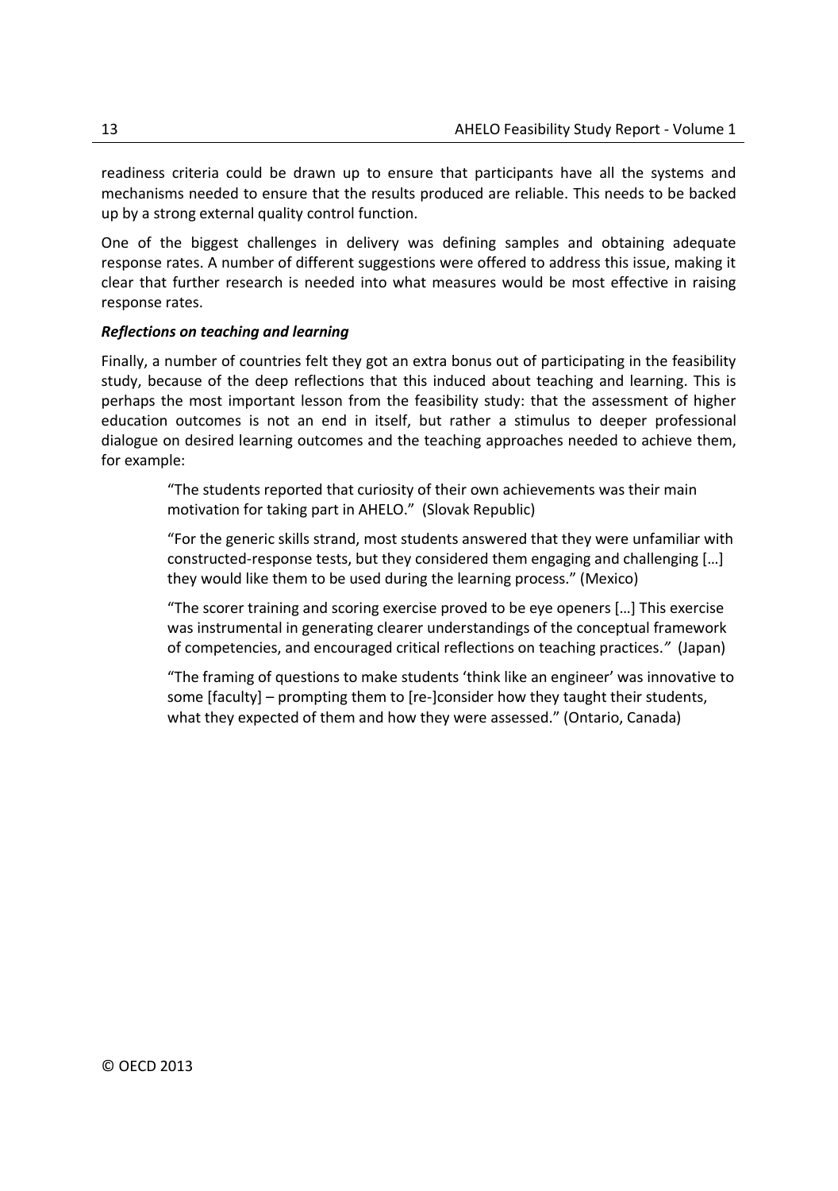readiness criteria could be drawn up to ensure that participants have all the systems and mechanisms needed to ensure that the results produced are reliable. This needs to be backed up by a strong external quality control function.

One of the biggest challenges in delivery was defining samples and obtaining adequate response rates. A number of different suggestions were offered to address this issue, making it clear that further research is needed into what measures would be most effective in raising response rates.

***Reflections on teaching and learning***

Finally, a number of countries felt they got an extra bonus out of participating in the feasibility study, because of the deep reflections that this induced about teaching and learning. This is perhaps the most important lesson from the feasibility study: that the assessment of higher education outcomes is not an end in itself, but rather a stimulus to deeper professional dialogue on desired learning outcomes and the teaching approaches needed to achieve them, for example:

> "The students reported that curiosity of their own achievements was their main motivation for taking part in AHELO." (Slovak Republic)
>
> "For the generic skills strand, most students answered that they were unfamiliar with constructed-response tests, but they considered them engaging and challenging […] they would like them to be used during the learning process." (Mexico)
>
> "The scorer training and scoring exercise proved to be eye openers […] This exercise was instrumental in generating clearer understandings of the conceptual framework of competencies, and encouraged critical reflections on teaching practices." (Japan)
>
> "The framing of questions to make students 'think like an engineer' was innovative to some [faculty] – prompting them to [re-]consider how they taught their students, what they expected of them and how they were assessed." (Ontario, Canada)

© OECD 2013